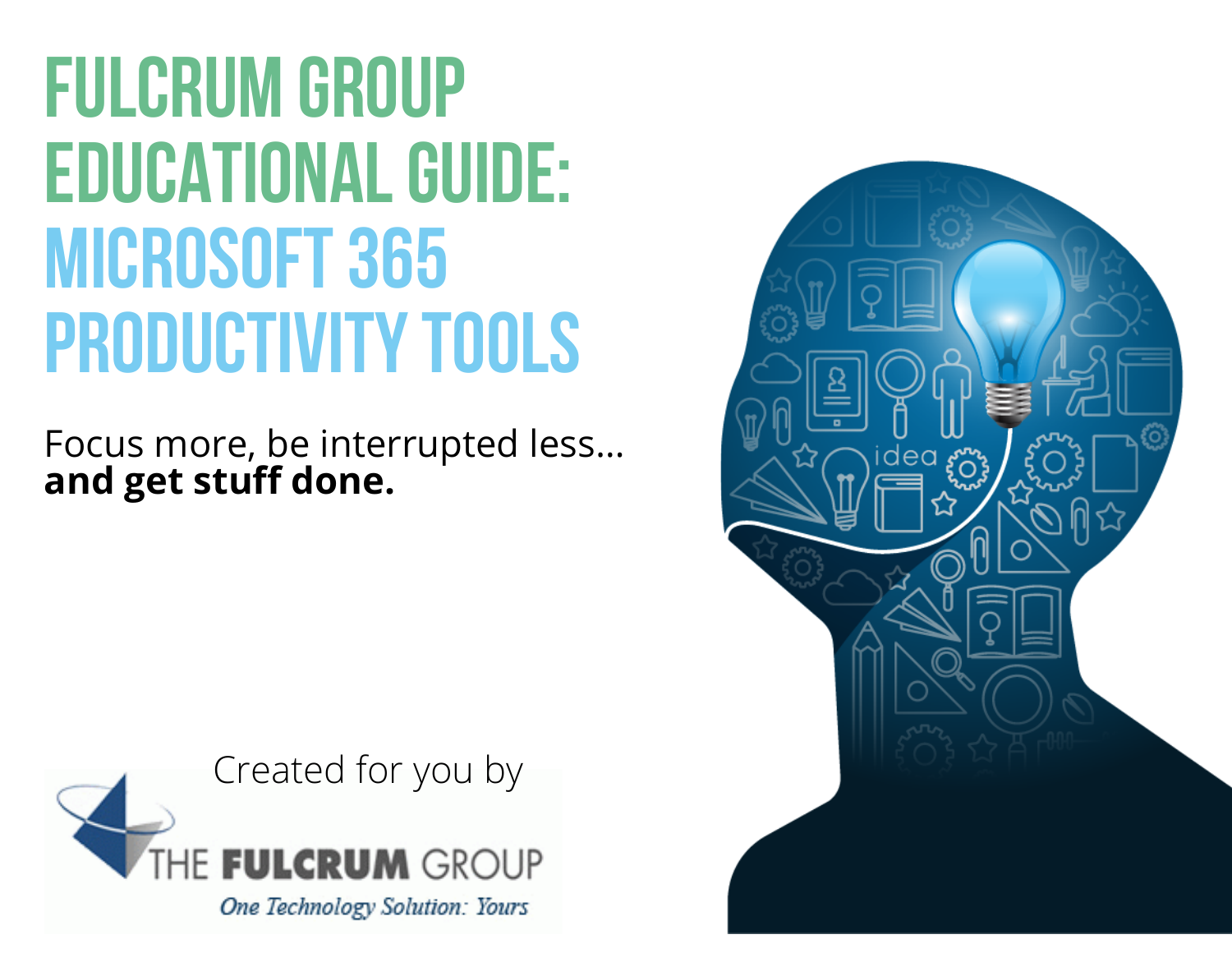# FULCRUM GROUP EDUCATIONAL GUIDE: MICROSOFT 365 PRODUCTIVITY TOOLS

Focus more, be interrupted less... **and get stuff done.**

Created for you by

THE FULCRUM GROUP

*One Technology Solution: Yours*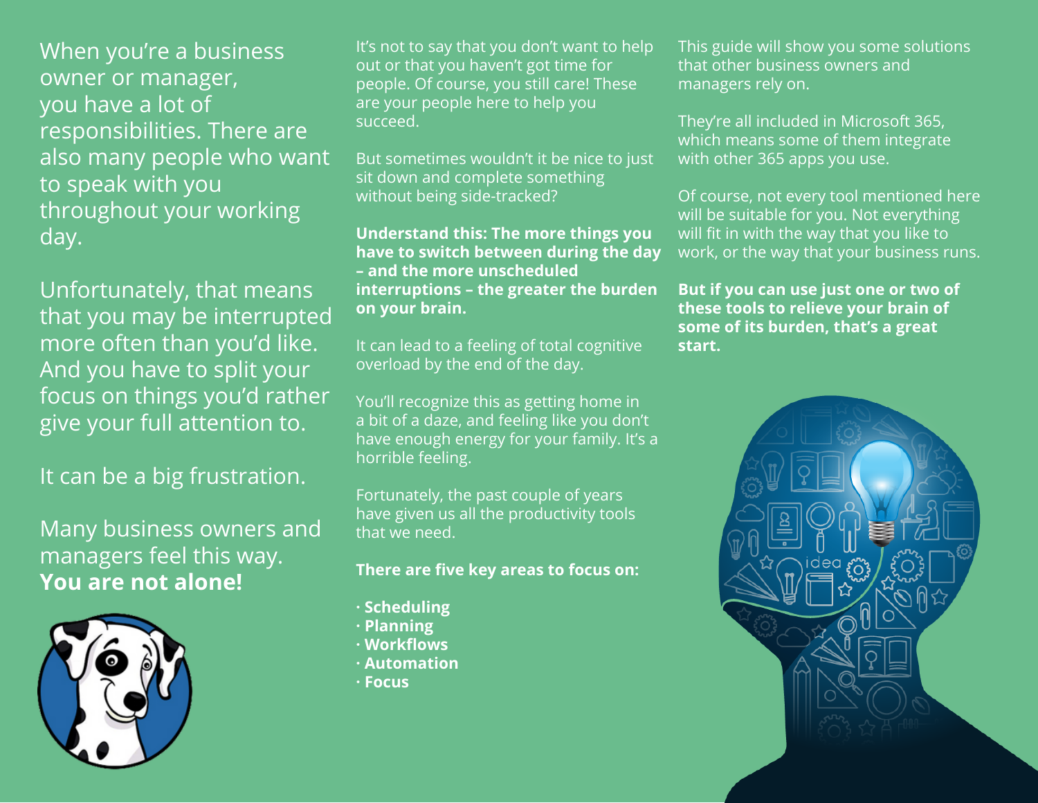When you're a business owner or manager, you have a lot of responsibilities. There are also many people who want to speak with you throughout your working day.

Unfortunately, that means that you may be interrupted more often than you'd like. And you have to split your focus on things you'd rather give your full attention to.

It can be a big frustration.

Many business owners and managers feel this way. **You are not alone!**

It's not to say that you don't want to help out or that you haven't got time for people. Of course, you still care! These are your people here to help you succeed.

But sometimes wouldn't it be nice to just sit down and complete something without being side-tracked?

**Understand this: The more things you have to switch between during the day – and the more unscheduled interruptions – the greater the burden on your brain.**

It can lead to a feeling of total cognitive overload by the end of the day.

You'll recognize this as getting home in a bit of a daze, and feeling like you don't have enough energy for your family. It's a horrible feeling.

Fortunately, the past couple of years have given us all the productivity tools that we need.

**There are five key areas to focus on:**

- **Scheduling**
- **Planning**
- **Workflows**
- **Automation**
- **Focus**

This guide will show you some solutions that other business owners and managers rely on.

They're all included in Microsoft 365, which means some of them integrate with other 365 apps you use.

Of course, not every tool mentioned here will be suitable for you. Not everything will fit in with the way that you like to work, or the way that your business runs.

**But if you can use just one or two of these tools to relieve your brain of some of its burden, that's a great start.**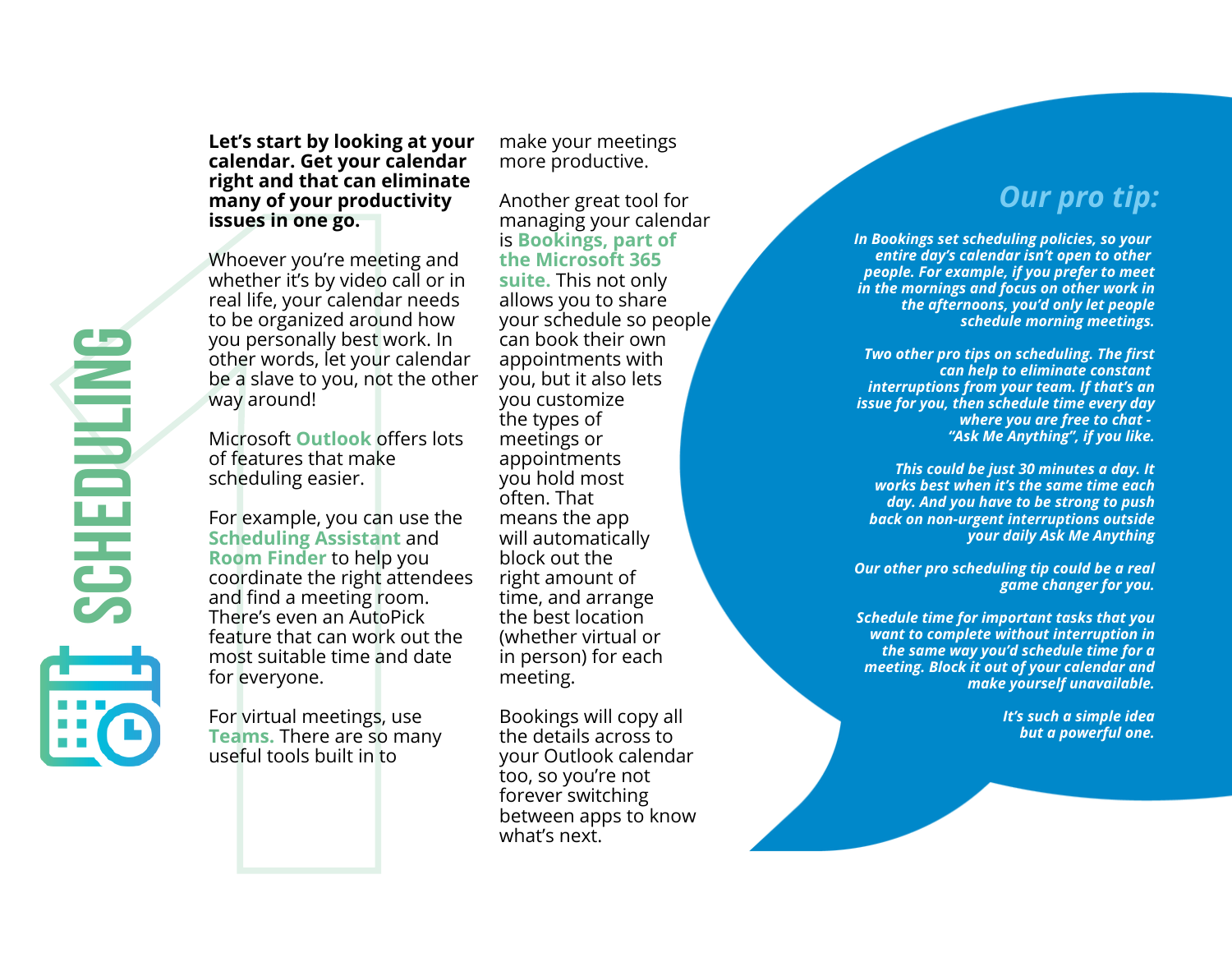# SCHEDULING

**Let's start by looking at your calendar. Get your calendar right and that can eliminate many of your productivity issues in one go.**

Whoever you're meeting and whether it's by video call or in real life, your calendar needs to be organized around how you personally best work. In other words, let your calendar be a slave to you, not the other way around!

Microsoft **Outlook** offers lots of features that make scheduling easier.

For example, you can use the **Scheduling Assistant** and **Room Finder** to help you coordinate the right attendees and find a meeting room. There's even an AutoPick feature that can work out the most suitable time and date for everyone.

For virtual meetings, use **Teams.** There are so many useful tools built in to make your meetings more productive.

Another great tool for managing your calendar is **Bookings, part of the Microsoft 365 suite.** This not only allows you to share your schedule so people can book their own appointments with you, but it also lets you customize the types of meetings or appointments you hold most often. That means the app will automatically block out the right amount of time, and arrange the best location (whether virtual or in person) for each meeting.

Bookings will copy all the details across to your Outlook calendar too, so you're not forever switching between apps to know what's next.

## *Our pro tip:*

***In Bookings set scheduling policies, so your entire day's calendar isn't open to other people. For example, if you prefer to meet in the mornings and focus on other work in the afternoons, you'd only let people schedule morning meetings.***

***Two other pro tips on scheduling. The first can help to eliminate constant interruptions from your team. If that's an issue for you, then schedule time every day where you are free to chat - "Ask Me Anything", if you like.***

***This could be just 30 minutes a day. It works best when it's the same time each day. And you have to be strong to push back on non-urgent interruptions outside your daily Ask Me Anything***

***Our other pro scheduling tip could be a real game changer for you.***

***Schedule time for important tasks that you want to complete without interruption in the same way you'd schedule time for a meeting. Block it out of your calendar and make yourself unavailable.***

***It's such a simple idea but a powerful one.***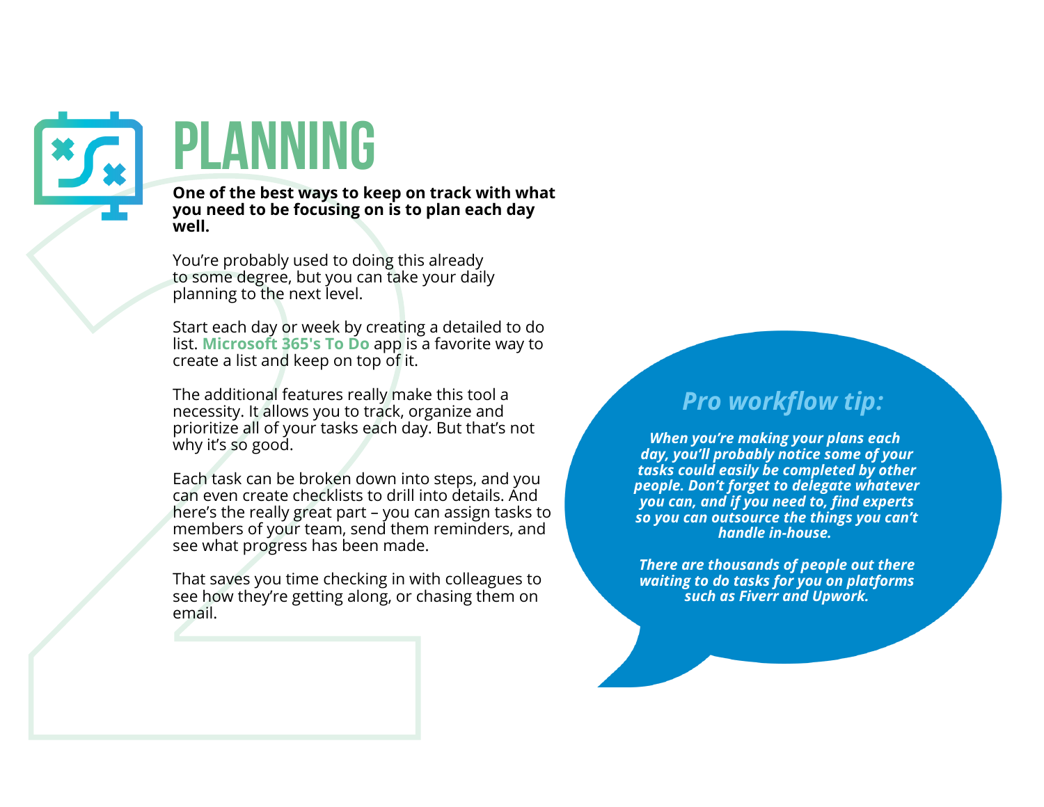# PLANNING

**One of the best ways to keep on track with what you need to be focusing on is to plan each day well.**

You're probably used to doing this already to some degree, but you can take your daily planning to the next level.

Start each day or week by creating a detailed to do list. **Microsoft 365's To Do** app is a favorite way to create a list and keep on top of it.

The additional features really make this tool a necessity. It allows you to track, organize and prioritize all of your tasks each day. But that's not why it's so good.

Each task can be broken down into steps, and you can even create checklists to drill into details. And here's the really great part – you can assign tasks to members of your team, send them reminders, and see what progress has been made.

That saves you time checking in with colleagues to see how they're getting along, or chasing them on email.

***Pro workflow tip:***

***When you're making your plans each day, you'll probably notice some of your tasks could easily be completed by other people. Don't forget to delegate whatever you can, and if you need to, find experts so you can outsource the things you can't handle in-house.***

***There are thousands of people out there waiting to do tasks for you on platforms such as Fiverr and Upwork.***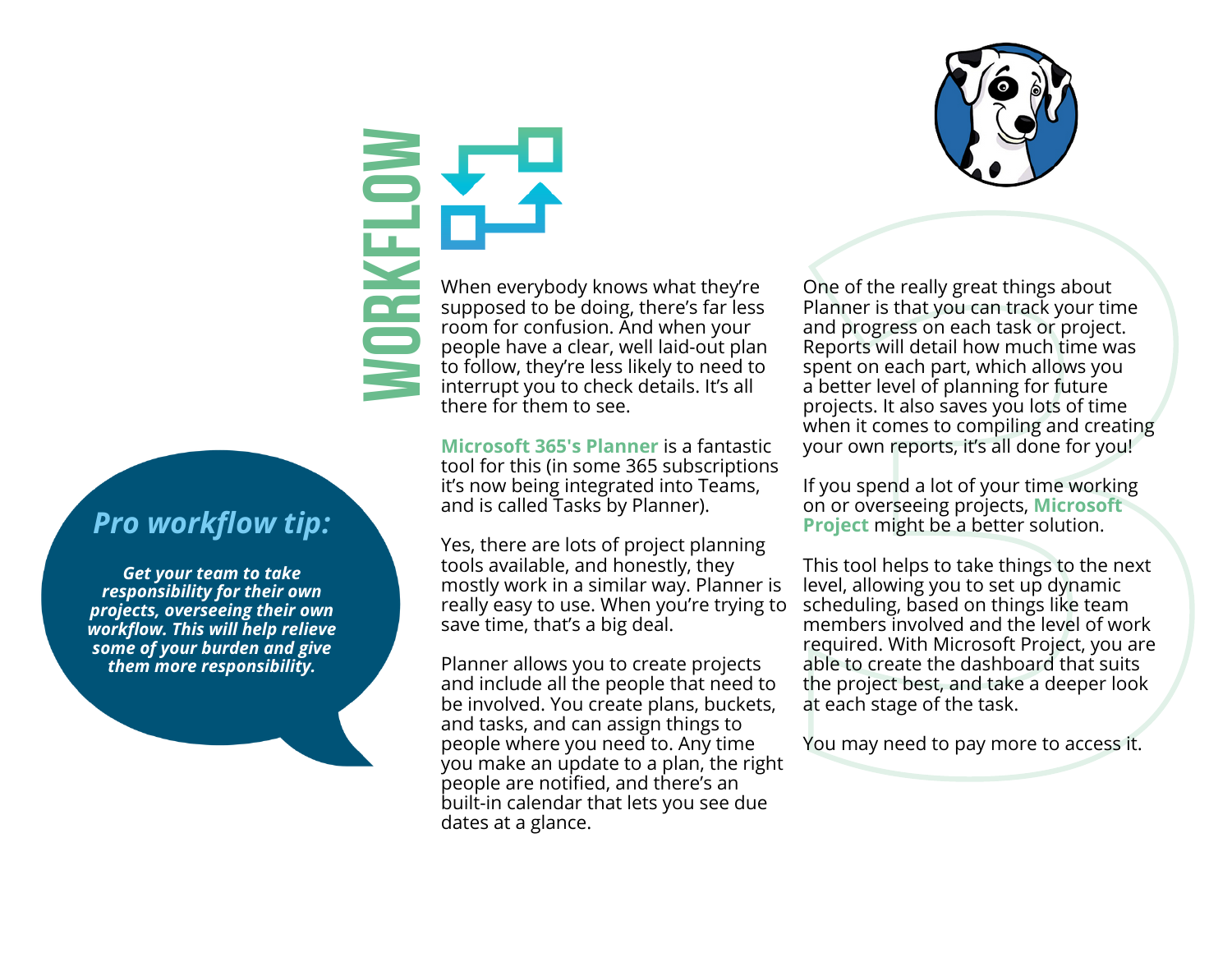# WORKFLOW

When everybody knows what they're supposed to be doing, there's far less room for confusion. And when your people have a clear, well laid-out plan to follow, they're less likely to need to interrupt you to check details. It's all there for them to see.

**Microsoft 365's Planner** is a fantastic tool for this (in some 365 subscriptions it's now being integrated into Teams, and is called Tasks by Planner).

Yes, there are lots of project planning tools available, and honestly, they mostly work in a similar way. Planner is really easy to use. When you're trying to save time, that's a big deal.

Planner allows you to create projects and include all the people that need to be involved. You create plans, buckets, and tasks, and can assign things to people where you need to. Any time you make an update to a plan, the right people are notified, and there's an built-in calendar that lets you see due dates at a glance.

One of the really great things about Planner is that you can track your time and progress on each task or project. Reports will detail how much time was spent on each part, which allows you a better level of planning for future projects. It also saves you lots of time when it comes to compiling and creating your own reports, it's all done for you!

If you spend a lot of your time working on or overseeing projects, **Microsoft Project** might be a better solution.

This tool helps to take things to the next level, allowing you to set up dynamic scheduling, based on things like team members involved and the level of work required. With Microsoft Project, you are able to create the dashboard that suits the project best, and take a deeper look at each stage of the task.

You may need to pay more to access it.

***Pro workflow tip:***

***Get your team to take responsibility for their own projects, overseeing their own workflow. This will help relieve some of your burden and give them more responsibility.***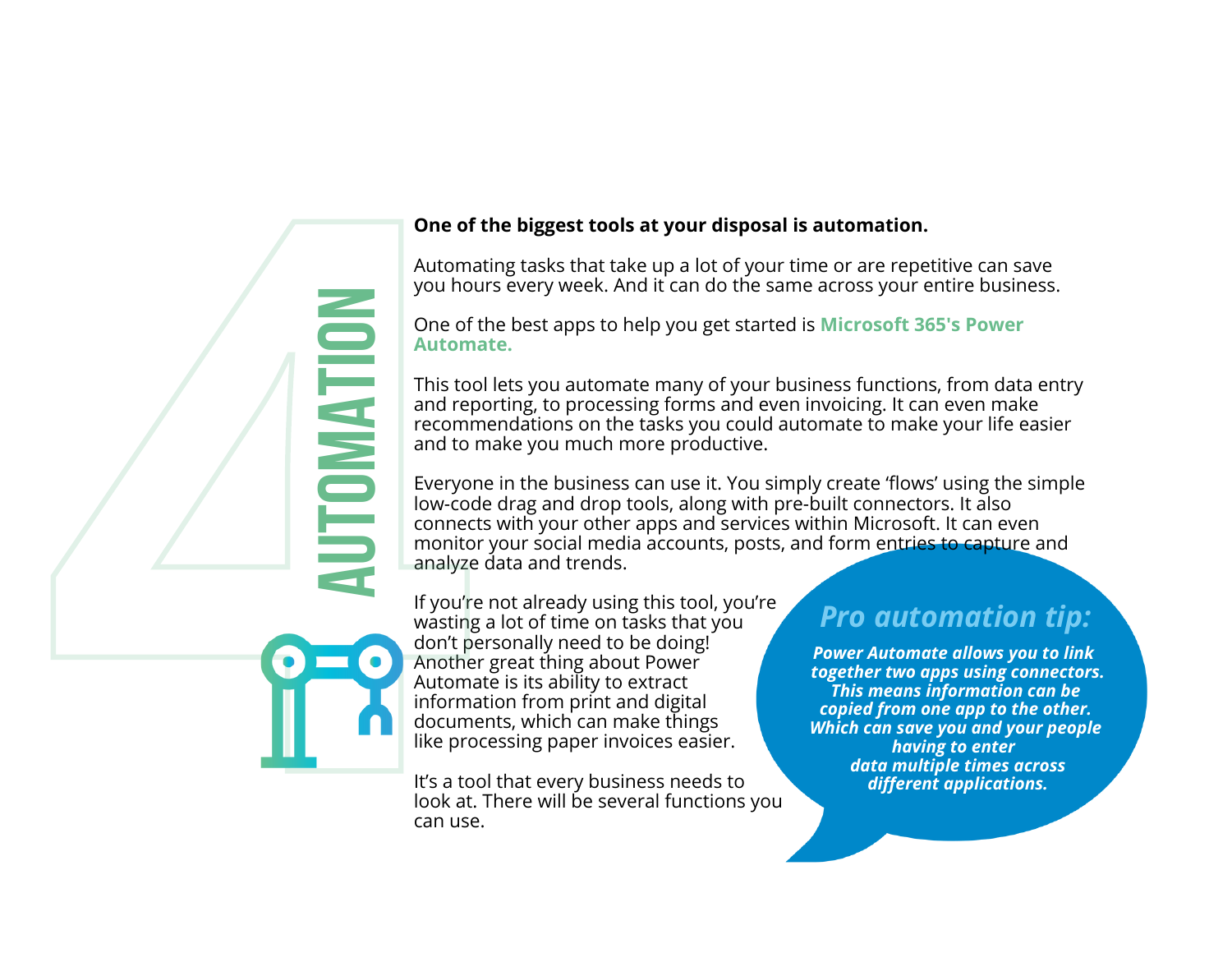# 4 AUTOMATION

**One of the biggest tools at your disposal is automation.**

Automating tasks that take up a lot of your time or are repetitive can save you hours every week. And it can do the same across your entire business.

One of the best apps to help you get started is **Microsoft 365's Power Automate.**

This tool lets you automate many of your business functions, from data entry and reporting, to processing forms and even invoicing. It can even make recommendations on the tasks you could automate to make your life easier and to make you much more productive.

Everyone in the business can use it. You simply create 'flows' using the simple low-code drag and drop tools, along with pre-built connectors. It also connects with your other apps and services within Microsoft. It can even monitor your social media accounts, posts, and form entries to capture and analyze data and trends.

If you're not already using this tool, you're wasting a lot of time on tasks that you don't personally need to be doing! Another great thing about Power Automate is its ability to extract information from print and digital documents, which can make things like processing paper invoices easier.

It's a tool that every business needs to look at. There will be several functions you can use.

## *Pro automation tip:*

***Power Automate allows you to link together two apps using connectors. This means information can be copied from one app to the other. Which can save you and your people having to enter data multiple times across different applications.***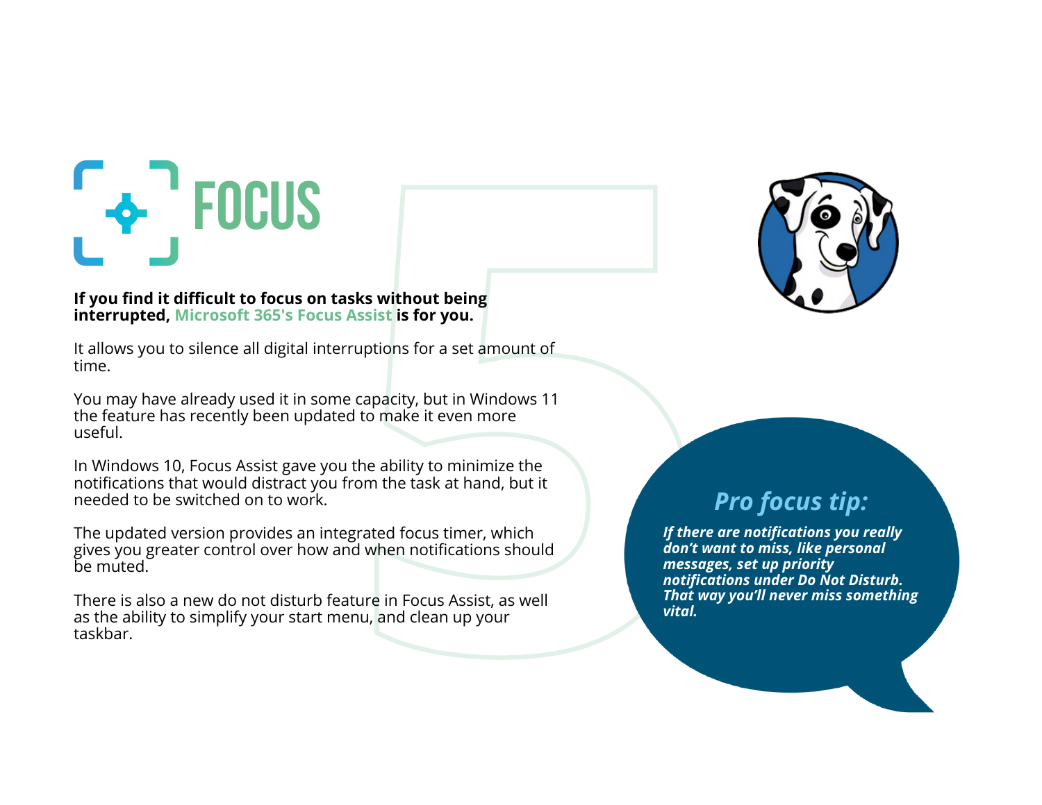# FOCUS

**If you find it difficult to focus on tasks without being interrupted, Microsoft 365's Focus Assist is for you.**

It allows you to silence all digital interruptions for a set amount of time.

You may have already used it in some capacity, but in Windows 11 the feature has recently been updated to make it even more useful.

In Windows 10, Focus Assist gave you the ability to minimize the notifications that would distract you from the task at hand, but it needed to be switched on to work.

The updated version provides an integrated focus timer, which gives you greater control over how and when notifications should be muted.

There is also a new do not disturb feature in Focus Assist, as well as the ability to simplify your start menu, and clean up your taskbar.

## *Pro focus tip:*

***If there are notifications you really don't want to miss, like personal messages, set up priority notifications under Do Not Disturb. That way you'll never miss something vital.***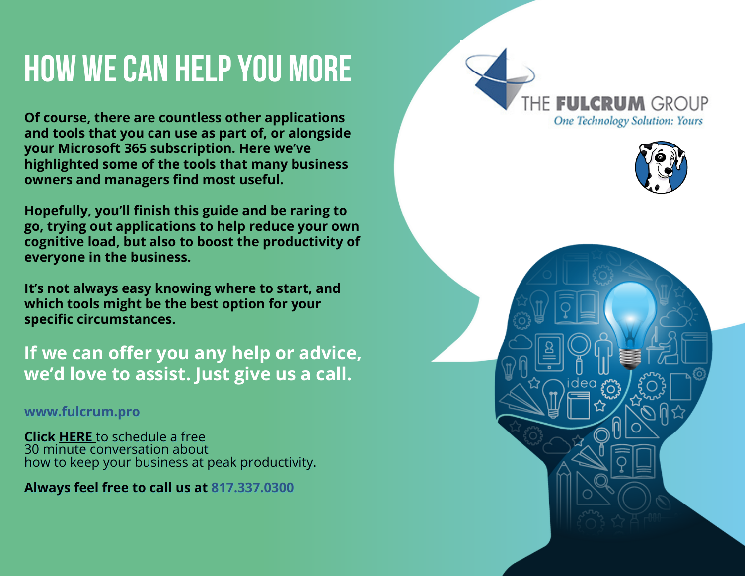# HOW WE CAN HELP YOU MORE

**Of course, there are countless other applications and tools that you can use as part of, or alongside your Microsoft 365 subscription. Here we've highlighted some of the tools that many business owners and managers find most useful.**

**Hopefully, you'll finish this guide and be raring to go, trying out applications to help reduce your own cognitive load, but also to boost the productivity of everyone in the business.**

**It's not always easy knowing where to start, and which tools might be the best option for your specific circumstances.**

**If we can offer you any help or advice, we'd love to assist. Just give us a call.**

**www.fulcrum.pro**

**Click HERE** to schedule a free 30 minute conversation about how to keep your business at peak productivity.

**Always feel free to call us at 817.337.0300**

THE FULCRUM GROUP

*One Technology Solution: Yours*